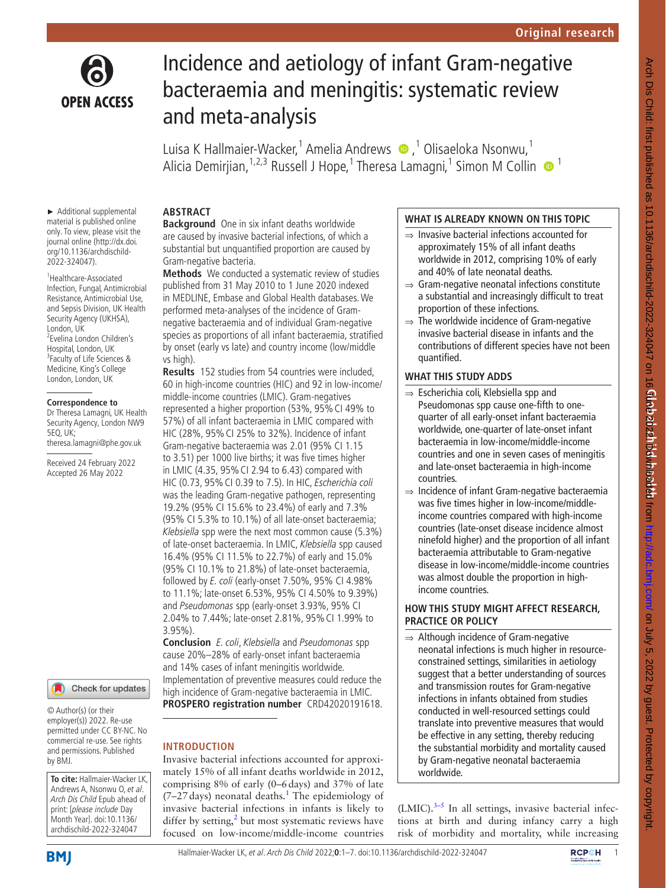# Incidence and aetiology of infant Gram-negative bacteraemia and meningitis: systematic review and meta-analysis

Luisa K Hallmaier-Wacker,[1] Amelia Andrews,[1] Olisaeloka Nsonwu,[1] Alicia Demirjian,[1,2,3] Russell J Hope,[1] Theresa Lamagni,[1] Simon M Collin[1]

► Additional supplemental material is published online only. To view, please visit the journal online (http://dx.doi.org/10.1136/archdischild-2022-324047).

[1]Healthcare-Associated Infection, Fungal, Antimicrobial Resistance, Antimicrobial Use, and Sepsis Division, UK Health Security Agency (UKHSA), London, UK
[2]Evelina London Children's Hospital, London, UK
[3]Faculty of Life Sciences & Medicine, King's College London, London, UK

**Correspondence to**
Dr Theresa Lamagni, UK Health Security Agency, London NW9 5EQ, UK; theresa.lamagni@phe.gov.uk

Received 24 February 2022
Accepted 26 May 2022

© Author(s) (or their employer(s)) 2022. Re-use permitted under CC BY-NC. No commercial re-use. See rights and permissions. Published by BMJ.

**To cite:** Hallmaier-Wacker LK, Andrews A, Nsonwu O, *et al*. *Arch Dis Child* Epub ahead of print: [*please include* Day Month Year]. doi:10.1136/archdischild-2022-324047

## ABSTRACT

**Background** One in six infant deaths worldwide are caused by invasive bacterial infections, of which a substantial but unquantified proportion are caused by Gram-negative bacteria.

**Methods** We conducted a systematic review of studies published from 31 May 2010 to 1 June 2020 indexed in MEDLINE, Embase and Global Health databases. We performed meta-analyses of the incidence of Gram-negative bacteraemia and of individual Gram-negative species as proportions of all infant bacteraemia, stratified by onset (early vs late) and country income (low/middle vs high).

**Results** 152 studies from 54 countries were included, 60 in high-income countries (HIC) and 92 in low-income/middle-income countries (LMIC). Gram-negatives represented a higher proportion (53%, 95% CI 49% to 57%) of all infant bacteraemia in LMIC compared with HIC (28%, 95% CI 25% to 32%). Incidence of infant Gram-negative bacteraemia was 2.01 (95% CI 1.15 to 3.51) per 1000 live births; it was five times higher in LMIC (4.35, 95% CI 2.94 to 6.43) compared with HIC (0.73, 95% CI 0.39 to 7.5). In HIC, *Escherichia coli* was the leading Gram-negative pathogen, representing 19.2% (95% CI 15.6% to 23.4%) of early and 7.3% (95% CI 5.3% to 10.1%) of all late-onset bacteraemia; *Klebsiella* spp were the next most common cause (5.3%) of late-onset bacteraemia. In LMIC, *Klebsiella* spp caused 16.4% (95% CI 11.5% to 22.7%) of early and 15.0% (95% CI 10.1% to 21.8%) of late-onset bacteraemia, followed by *E. coli* (early-onset 7.50%, 95% CI 4.98% to 11.1%; late-onset 6.53%, 95% CI 4.50% to 9.39%) and *Pseudomonas* spp (early-onset 3.93%, 95% CI 2.04% to 7.44%; late-onset 2.81%, 95% CI 1.99% to 3.95%).

**Conclusion** *E. coli*, *Klebsiella* and *Pseudomonas* spp cause 20%–28% of early-onset infant bacteraemia and 14% cases of infant meningitis worldwide. Implementation of preventive measures could reduce the high incidence of Gram-negative bacteraemia in LMIC.

**PROSPERO registration number** CRD42020191618.

### WHAT IS ALREADY KNOWN ON THIS TOPIC

- ⇒ Invasive bacterial infections accounted for approximately 15% of all infant deaths worldwide in 2012, comprising 10% of early and 40% of late neonatal deaths.
- ⇒ Gram-negative neonatal infections constitute a substantial and increasingly difficult to treat proportion of these infections.
- ⇒ The worldwide incidence of Gram-negative invasive bacterial disease in infants and the contributions of different species have not been quantified.

### WHAT THIS STUDY ADDS

- ⇒ Escherichia coli, Klebsiella spp and Pseudomonas spp cause one-fifth to one-quarter of all early-onset infant bacteraemia worldwide, one-quarter of late-onset infant bacteraemia in low-income/middle-income countries and one in seven cases of meningitis and late-onset bacteraemia in high-income countries.
- ⇒ Incidence of infant Gram-negative bacteraemia was five times higher in low-income/middle-income countries compared with high-income countries (late-onset disease incidence almost ninefold higher) and the proportion of all infant bacteraemia attributable to Gram-negative disease in low-income/middle-income countries was almost double the proportion in high-income countries.

### HOW THIS STUDY MIGHT AFFECT RESEARCH, PRACTICE OR POLICY

- ⇒ Although incidence of Gram-negative neonatal infections is much higher in resource-constrained settings, similarities in aetiology suggest that a better understanding of sources and transmission routes for Gram-negative infections in infants obtained from studies conducted in well-resourced settings could translate into preventive measures that would be effective in any setting, thereby reducing the substantial morbidity and mortality caused by Gram-negative neonatal bacteraemia worldwide.

## INTRODUCTION

Invasive bacterial infections accounted for approximately 15% of all infant deaths worldwide in 2012, comprising 8% of early (0–6 days) and 37% of late (7–27 days) neonatal deaths.[1] The epidemiology of invasive bacterial infections in infants is likely to differ by setting,[2] but most systematic reviews have focused on low-income/middle-income countries (LMIC).[3–5] In all settings, invasive bacterial infections at birth and during infancy carry a high risk of morbidity and mortality, while increasing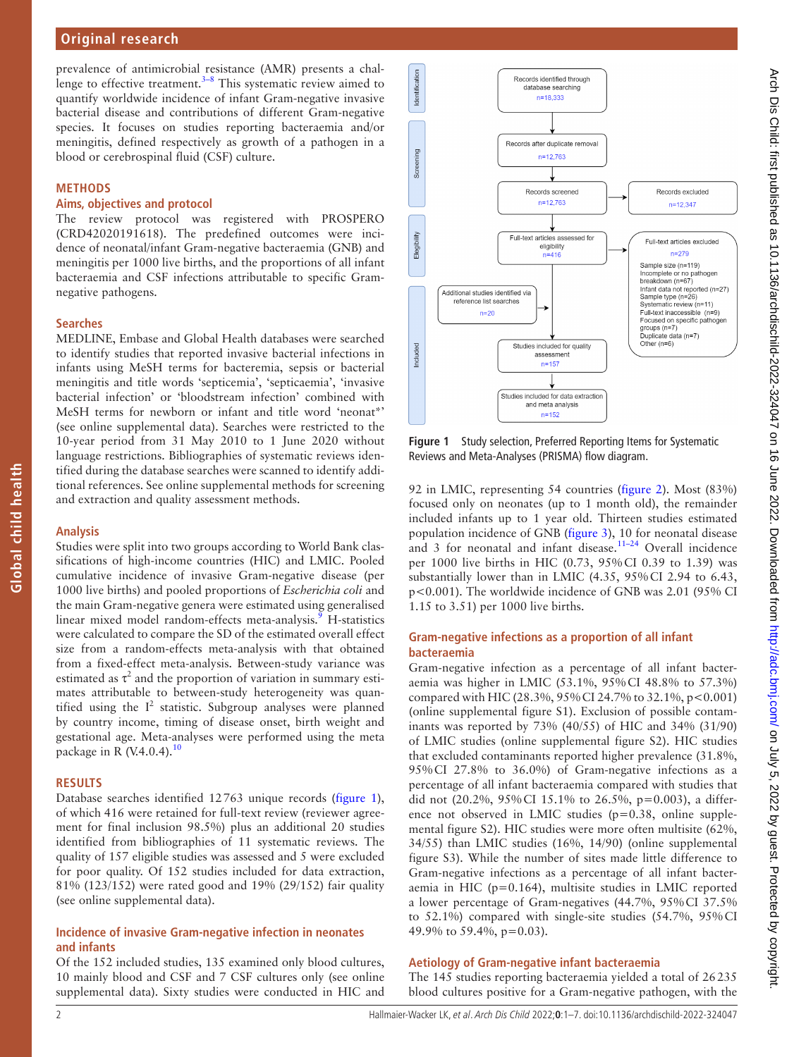prevalence of antimicrobial resistance (AMR) presents a challenge to effective treatment.[3–8] This systematic review aimed to quantify worldwide incidence of infant Gram-negative invasive bacterial disease and contributions of different Gram-negative species. It focuses on studies reporting bacteraemia and/or meningitis, defined respectively as growth of a pathogen in a blood or cerebrospinal fluid (CSF) culture.

## METHODS

### Aims, objectives and protocol

The review protocol was registered with PROSPERO (CRD42020191618). The predefined outcomes were incidence of neonatal/infant Gram-negative bacteraemia (GNB) and meningitis per 1000 live births, and the proportions of all infant bacteraemia and CSF infections attributable to specific Gram-negative pathogens.

### Searches

MEDLINE, Embase and Global Health databases were searched to identify studies that reported invasive bacterial infections in infants using MeSH terms for bacteremia, sepsis or bacterial meningitis and title words 'septicemia', 'septicaemia', 'invasive bacterial infection' or 'bloodstream infection' combined with MeSH terms for newborn or infant and title word 'neonat*' (see online supplemental data). Searches were restricted to the 10-year period from 31 May 2010 to 1 June 2020 without language restrictions. Bibliographies of systematic reviews identified during the database searches were scanned to identify additional references. See online supplemental methods for screening and extraction and quality assessment methods.

### Analysis

Studies were split into two groups according to World Bank classifications of high-income countries (HIC) and LMIC. Pooled cumulative incidence of invasive Gram-negative disease (per 1000 live births) and pooled proportions of *Escherichia coli* and the main Gram-negative genera were estimated using generalised linear mixed model random-effects meta-analysis.[9] H-statistics were calculated to compare the SD of the estimated overall effect size from a random-effects meta-analysis with that obtained from a fixed-effect meta-analysis. Between-study variance was estimated as $\tau^2$ and the proportion of variation in summary estimates attributable to between-study heterogeneity was quantified using the $I^2$ statistic. Subgroup analyses were planned by country income, timing of disease onset, birth weight and gestational age. Meta-analyses were performed using the meta package in R (V.4.0.4).[10]

## RESULTS

Database searches identified 12 763 unique records (figure 1), of which 416 were retained for full-text review (reviewer agreement for final inclusion 98.5%) plus an additional 20 studies identified from bibliographies of 11 systematic reviews. The quality of 157 eligible studies was assessed and 5 were excluded for poor quality. Of 152 studies included for data extraction, 81% (123/152) were rated good and 19% (29/152) fair quality (see online supplemental data).

### Incidence of invasive Gram-negative infection in neonates and infants

Of the 152 included studies, 135 examined only blood cultures, 10 mainly blood and CSF and 7 CSF cultures only (see online supplemental data). Sixty studies were conducted in HIC and 92 in LMIC, representing 54 countries (figure 2). Most (83%) focused only on neonates (up to 1 month old), the remainder included infants up to 1 year old. Thirteen studies estimated population incidence of GNB (figure 3), 10 for neonatal disease and 3 for neonatal and infant disease.[11–24] Overall incidence per 1000 live births in HIC (0.73, 95% CI 0.39 to 1.39) was substantially lower than in LMIC (4.35, 95% CI 2.94 to 6.43, $p<0.001$). The worldwide incidence of GNB was 2.01 (95% CI 1.15 to 3.51) per 1000 live births.

Identification: Records identified through database searching n=18,333
Screening: Records after duplicate removal n=12,763 → Records screened n=12,763 → Records excluded n=12,347
Eligibility: Full-text articles assessed for eligibility n=416 → Full-text articles excluded n=279: Sample size (n=119); Incomplete or no pathogen breakdown (n=67); Infant data not reported (n=27); Sample type (n=26); Systematic review (n=11); Full-text inaccessible (n=9); Focused on specific pathogen groups (n=7); Duplicate data (n=7); Other (n=6)
Additional studies identified via reference list searches n=20
Included: Studies included for quality assessment n=157 → Studies included for data extraction and meta analysis n=152

Figure 1 Study selection, Preferred Reporting Items for Systematic Reviews and Meta-Analyses (PRISMA) flow diagram.

### Gram-negative infections as a proportion of all infant bacteraemia

Gram-negative infection as a percentage of all infant bacteraemia was higher in LMIC (53.1%, 95% CI 48.8% to 57.3%) compared with HIC (28.3%, 95% CI 24.7% to 32.1%, $p<0.001$) (online supplemental figure S1). Exclusion of possible contaminants was reported by 73% (40/55) of HIC and 34% (31/90) of LMIC studies (online supplemental figure S2). HIC studies that excluded contaminants reported higher prevalence (31.8%, 95% CI 27.8% to 36.0%) of Gram-negative infections as a percentage of all infant bacteraemia compared with studies that did not (20.2%, 95% CI 15.1% to 26.5%, $p=0.003$), a difference not observed in LMIC studies ($p=0.38$, online supplemental figure S2). HIC studies were more often multisite (62%, 34/55) than LMIC studies (16%, 14/90) (online supplemental figure S3). While the number of sites made little difference to Gram-negative infections as a percentage of all infant bacteraemia in HIC ($p=0.164$), multisite studies in LMIC reported a lower percentage of Gram-negatives (44.7%, 95% CI 37.5% to 52.1%) compared with single-site studies (54.7%, 95% CI 49.9% to 59.4%, $p=0.03$).

### Aetiology of Gram-negative infant bacteraemia

The 145 studies reporting bacteraemia yielded a total of 26 235 blood cultures positive for a Gram-negative pathogen, with the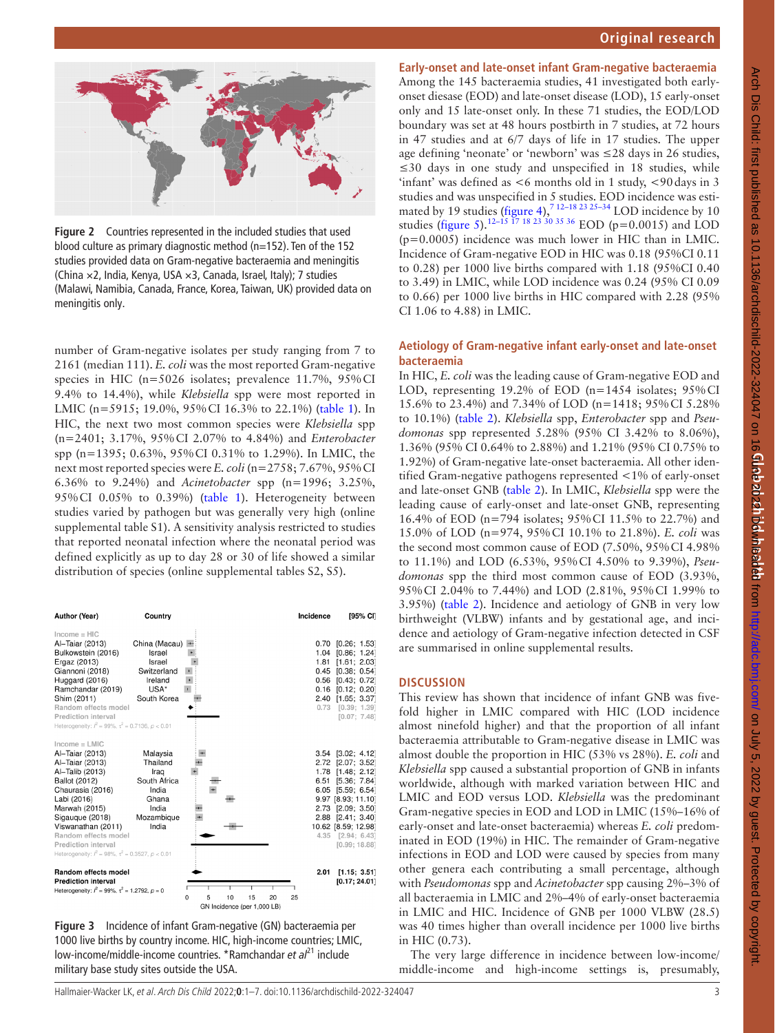Figure 2 Countries represented in the included studies that used blood culture as primary diagnostic method (n=152). Ten of the 152 studies provided data on Gram-negative bacteraemia and meningitis (China ×2, India, Kenya, USA ×3, Canada, Israel, Italy); 7 studies (Malawi, Namibia, Canada, France, Korea, Taiwan, UK) provided data on meningitis only.

number of Gram-negative isolates per study ranging from 7 to 2161 (median 111). *E. coli* was the most reported Gram-negative species in HIC (n=5026 isolates; prevalence 11.7%, 95% CI 9.4% to 14.4%), while *Klebsiella* spp were most reported in LMIC (n=5915; 19.0%, 95% CI 16.3% to 22.1%) (table 1). In HIC, the next two most common species were *Klebsiella* spp (n=2401; 3.17%, 95% CI 2.07% to 4.84%) and *Enterobacter* spp (n=1395; 0.63%, 95% CI 0.31% to 1.29%). In LMIC, the next most reported species were *E. coli* (n=2758; 7.67%, 95% CI 6.36% to 9.24%) and *Acinetobacter* spp (n=1996; 3.25%, 95% CI 0.05% to 0.39%) (table 1). Heterogeneity between studies varied by pathogen but was generally very high (online supplemental table S1). A sensitivity analysis restricted to studies that reported neonatal infection where the neonatal period was defined explicitly as up to day 28 or 30 of life showed a similar distribution of species (online supplemental tables S2, S5).

| Author (Year) | Country | Incidence | [95% CI] |
|---|---|---|---|
| Income = HIC | | | |
| Al-Taiar (2013) | China (Macau) | 0.70 | [0.26; 1.53] |
| Bulkowstein (2016) | Israel | 1.04 | [0.86; 1.24] |
| Ergaz (2013) | Israel | 1.81 | [1.61; 2.03] |
| Giannoni (2018) | Switzerland | 0.45 | [0.38; 0.54] |
| Huggard (2016) | Ireland | 0.56 | [0.43; 0.72] |
| Ramchandar (2019) | USA* | 0.16 | [0.12; 0.20] |
| Shim (2011) | South Korea | 2.40 | [1.65; 3.37] |
| Random effects model | | 0.73 | [0.39; 1.39] |
| Prediction interval | | | [0.07; 7.48] |
| Heterogeneity: $I^2$ = 99%, $\tau^2$ = 0.7136, $p < 0.01$ | | | |
| Income = LMIC | | | |
| Al-Taiar (2013) | Malaysia | 3.54 | [3.02; 4.12] |
| Al-Taiar (2013) | Thailand | 2.72 | [2.07; 3.52] |
| Al-Talib (2013) | Iraq | 1.78 | [1.48; 2.12] |
| Ballot (2012) | South Africa | 6.51 | [5.36; 7.84] |
| Chaurasia (2016) | India | 6.05 | [5.59; 6.54] |
| Labi (2016) | Ghana | 9.97 | [8.93; 11.10] |
| Marwah (2015) | India | 2.73 | [2.09; 3.50] |
| Sigauque (2018) | Mozambique | 2.88 | [2.41; 3.40] |
| Viswanathan (2011) | India | 10.62 | [8.59; 12.98] |
| Random effects model | | 4.35 | [2.94; 6.43] |
| Prediction interval | | | [0.99; 18.88] |
| Heterogeneity: $I^2$ = 98%, $\tau^2$ = 0.3527, $p < 0.01$ | | | |
| Random effects model | | 2.01 | [1.15; 3.51] |
| Prediction interval | | | [0.17; 24.01] |
| Heterogeneity: $I^2$ = 99%, $\tau^2$ = 1.2792, $p = 0$ | | | |

GN Incidence (per 1,000 LB)

Figure 3 Incidence of infant Gram-negative (GN) bacteraemia per 1000 live births by country income. HIC, high-income countries; LMIC, low-income/middle-income countries. *Ramchandar *et al*[21] include military base study sites outside the USA.

### Early-onset and late-onset infant Gram-negative bacteraemia

Among the 145 bacteraemia studies, 41 investigated both early-onset disease (EOD) and late-onset disease (LOD), 15 early-onset only and 15 late-onset only. In these 71 studies, the EOD/LOD boundary was set at 48 hours postbirth in 7 studies, at 72 hours in 47 studies and at 6/7 days of life in 17 studies. The upper age defining 'neonate' or 'newborn' was ≤28 days in 26 studies, ≤30 days in one study and unspecified in 18 studies, while 'infant' was defined as <6 months old in 1 study, <90 days in 3 studies and was unspecified in 5 studies. EOD incidence was estimated by 19 studies (figure 4),[7 12–18 23 25–34] LOD incidence by 10 studies (figure 5).[12–15 17 18 23 30 35 36] EOD (p=0.0015) and LOD (p=0.0005) incidence was much lower in HIC than in LMIC. Incidence of Gram-negative EOD in HIC was 0.18 (95% CI 0.11 to 0.28) per 1000 live births compared with 1.18 (95% CI 0.40 to 3.49) in LMIC, while LOD incidence was 0.24 (95% CI 0.09 to 0.66) per 1000 live births in HIC compared with 2.28 (95% CI 1.06 to 4.88) in LMIC.

### Aetiology of Gram-negative infant early-onset and late-onset bacteraemia

In HIC, *E. coli* was the leading cause of Gram-negative EOD and LOD, representing 19.2% of EOD (n=1454 isolates; 95% CI 15.6% to 23.4%) and 7.34% of LOD (n=1418; 95% CI 5.28% to 10.1%) (table 2). *Klebsiella* spp, *Enterobacter* spp and *Pseudomonas* spp represented 5.28% (95% CI 3.42% to 8.06%), 1.36% (95% CI 0.64% to 2.88%) and 1.21% (95% CI 0.75% to 1.92%) of Gram-negative late-onset bacteraemia. All other identified Gram-negative pathogens represented <1% of early-onset and late-onset GNB (table 2). In LMIC, *Klebsiella* spp were the leading cause of early-onset and late-onset GNB, representing 16.4% of EOD (n=794 isolates; 95% CI 11.5% to 22.7%) and 15.0% of LOD (n=974, 95% CI 10.1% to 21.8%). *E. coli* was the second most common cause of EOD (7.50%, 95% CI 4.98% to 11.1%) and LOD (6.53%, 95% CI 4.50% to 9.39%), *Pseudomonas* spp the third most common cause of EOD (3.93%, 95% CI 2.04% to 7.44%) and LOD (2.81%, 95% CI 1.99% to 3.95%) (table 2). Incidence and aetiology of GNB in very low birthweight (VLBW) infants and by gestational age, and incidence and aetiology of Gram-negative infection detected in CSF are summarised in online supplemental results.

## DISCUSSION

This review has shown that incidence of infant GNB was five-fold higher in LMIC compared with HIC (LOD incidence almost ninefold higher) and that the proportion of all infant bacteraemia attributable to Gram-negative disease in LMIC was almost double the proportion in HIC (53% vs 28%). *E. coli* and *Klebsiella* spp caused a substantial proportion of GNB in infants worldwide, although with marked variation between HIC and LMIC and EOD versus LOD. *Klebsiella* was the predominant Gram-negative species in EOD and LOD in LMIC (15%–16% of early-onset and late-onset bacteraemia) whereas *E. coli* predominated in EOD (19%) in HIC. The remainder of Gram-negative infections in EOD and LOD were caused by species from many other genera each contributing a small percentage, although with *Pseudomonas* spp and *Acinetobacter* spp causing 2%–3% of all bacteraemia in LMIC and 2%–4% of early-onset bacteraemia in LMIC and HIC. Incidence of GNB per 1000 VLBW (28.5) was 40 times higher than overall incidence per 1000 live births in HIC (0.73).

The very large difference in incidence between low-income/middle-income and high-income settings is, presumably,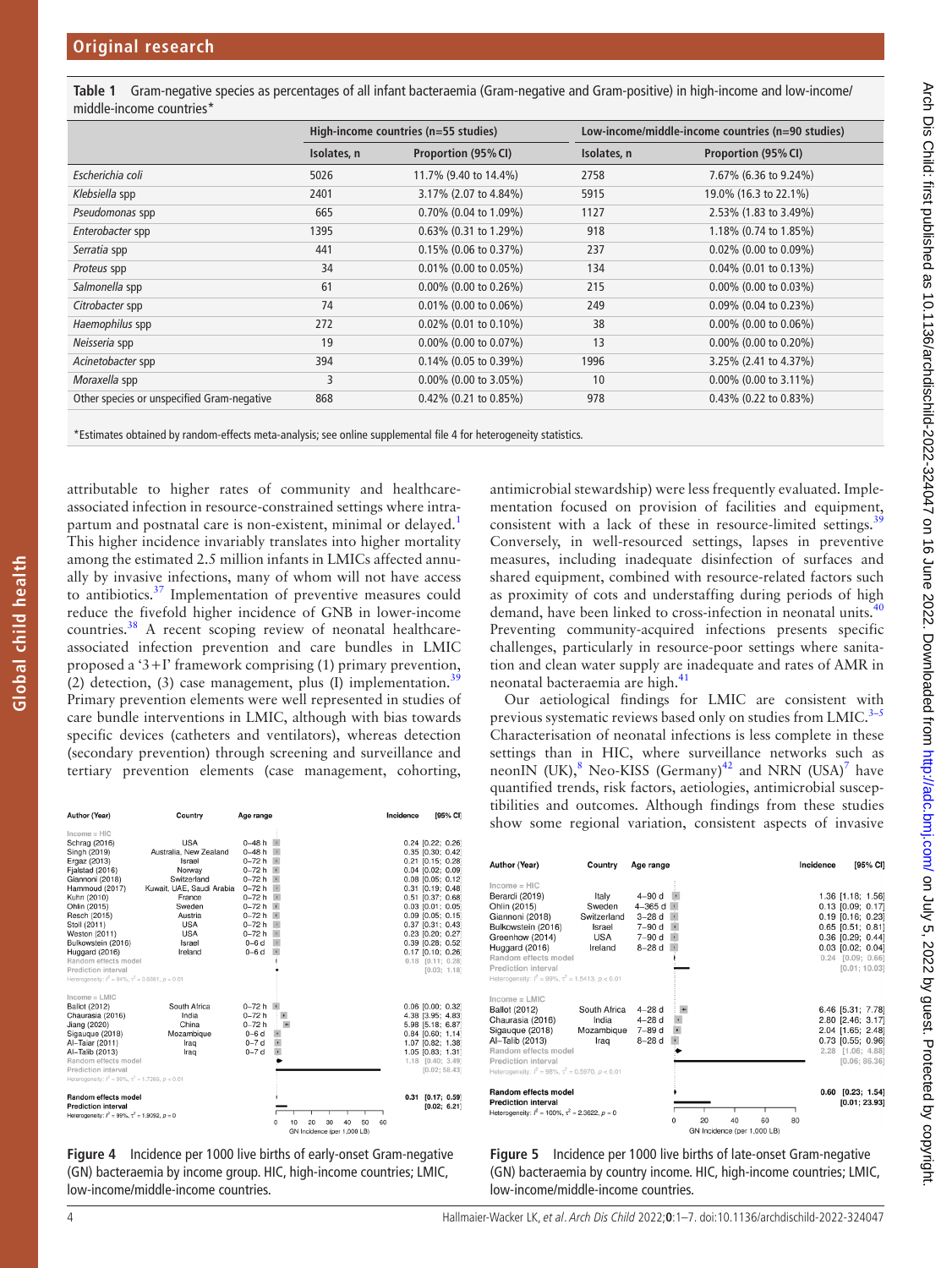**Table 1** Gram-negative species as percentages of all infant bacteraemia (Gram-negative and Gram-positive) in high-income and low-income/middle-income countries*

| | High-income countries (n=55 studies) | | Low-income/middle-income countries (n=90 studies) | |
|---|---|---|---|---|
| | Isolates, n | Proportion (95% CI) | Isolates, n | Proportion (95% CI) |
| *Escherichia coli* | 5026 | 11.7% (9.40 to 14.4%) | 2758 | 7.67% (6.36 to 9.24%) |
| *Klebsiella* spp | 2401 | 3.17% (2.07 to 4.84%) | 5915 | 19.0% (16.3 to 22.1%) |
| *Pseudomonas* spp | 665 | 0.70% (0.04 to 1.09%) | 1127 | 2.53% (1.83 to 3.49%) |
| *Enterobacter* spp | 1395 | 0.63% (0.31 to 1.29%) | 918 | 1.18% (0.74 to 1.85%) |
| *Serratia* spp | 441 | 0.15% (0.06 to 0.37%) | 237 | 0.02% (0.00 to 0.09%) |
| *Proteus* spp | 34 | 0.01% (0.00 to 0.05%) | 134 | 0.04% (0.01 to 0.13%) |
| *Salmonella* spp | 61 | 0.00% (0.00 to 0.26%) | 215 | 0.00% (0.00 to 0.03%) |
| *Citrobacter* spp | 74 | 0.01% (0.00 to 0.06%) | 249 | 0.09% (0.04 to 0.23%) |
| *Haemophilus* spp | 272 | 0.02% (0.01 to 0.10%) | 38 | 0.00% (0.00 to 0.06%) |
| *Neisseria* spp | 19 | 0.00% (0.00 to 0.07%) | 13 | 0.00% (0.00 to 0.20%) |
| *Acinetobacter* spp | 394 | 0.14% (0.05 to 0.39%) | 1996 | 3.25% (2.41 to 4.37%) |
| *Moraxella* spp | 3 | 0.00% (0.00 to 3.05%) | 10 | 0.00% (0.00 to 3.11%) |
| Other species or unspecified Gram-negative | 868 | 0.42% (0.21 to 0.85%) | 978 | 0.43% (0.22 to 0.83%) |

*Estimates obtained by random-effects meta-analysis; see online supplemental file 4 for heterogeneity statistics.

attributable to higher rates of community and healthcare-associated infection in resource-constrained settings where intrapartum and postnatal care is non-existent, minimal or delayed.[1] This higher incidence invariably translates into higher mortality among the estimated 2.5 million infants in LMICs affected annually by invasive infections, many of whom will not have access to antibiotics.[37] Implementation of preventive measures could reduce the fivefold higher incidence of GNB in lower-income countries.[38] A recent scoping review of neonatal healthcare-associated infection prevention and care bundles in LMIC proposed a '3+I' framework comprising (1) primary prevention, (2) detection, (3) case management, plus (I) implementation.[39] Primary prevention elements were well represented in studies of care bundle interventions in LMIC, although with bias towards specific devices (catheters and ventilators), whereas detection (secondary prevention) through screening and surveillance and tertiary prevention elements (case management, cohorting, antimicrobial stewardship) were less frequently evaluated. Implementation focused on provision of facilities and equipment, consistent with a lack of these in resource-limited settings.[39] Conversely, in well-resourced settings, lapses in preventive measures, including inadequate disinfection of surfaces and shared equipment, combined with resource-related factors such as proximity of cots and understaffing during periods of high demand, have been linked to cross-infection in neonatal units.[40] Preventing community-acquired infections presents specific challenges, particularly in resource-poor settings where sanitation and clean water supply are inadequate and rates of AMR in neonatal bacteraemia are high.[41]

Our aetiological findings for LMIC are consistent with previous systematic reviews based only on studies from LMIC.[3–5] Characterisation of neonatal infections is less complete in these settings than in HIC, where surveillance networks such as neonIN (UK),[8] Neo-KISS (Germany)[42] and NRN (USA)[7] have quantified trends, risk factors, aetiologies, antimicrobial susceptibilities and outcomes. Although findings from these studies show some regional variation, consistent aspects of invasive

| Author (Year) | Country | Age range | Incidence | [95% CI] |
|---|---|---|---|---|
| **Income = HIC** | | | | |
| Schrag (2016) | USA | 0–48 h | 0.24 | [0.22; 0.26] |
| Singh (2019) | Australia, New Zealand | 0–48 h | 0.35 | [0.30; 0.42] |
| Ergaz (2013) | Israel | 0–72 h | 0.21 | [0.15; 0.28] |
| Fjalstad (2016) | Norway | 0–72 h | 0.04 | [0.02; 0.09] |
| Giannoni (2018) | Switzerland | 0–72 h | 0.08 | [0.05; 0.12] |
| Hammoud (2017) | Kuwait, UAE, Saudi Arabia | 0–72 h | 0.31 | [0.19; 0.48] |
| Kuhn (2010) | France | 0–72 h | 0.51 | [0.37; 0.68] |
| Ohlin (2015) | Sweden | 0–72 h | 0.03 | [0.01; 0.05] |
| Resch (2015) | Austria | 0–72 h | 0.09 | [0.05; 0.15] |
| Stoll (2011) | USA | 0–72 h | 0.37 | [0.31; 0.43] |
| Weston (2011) | USA | 0–72 h | 0.23 | [0.20; 0.27] |
| Bulkowstein (2016) | Israel | 0–6 d | 0.39 | [0.28; 0.52] |
| Huggard (2016) | Ireland | 0–6 d | 0.17 | [0.10; 0.26] |
| Random effects model | | | 0.18 | [0.11; 0.28] |
| Prediction interval | | | | [0.03; 1.18] |
| Heterogeneity: $I^2 = 94\%$, $\tau^2 = 0.6561$, $p < 0.01$ | | | | |
| **Income = LMIC** | | | | |
| Ballot (2012) | South Africa | 0–72 h | 0.06 | [0.00; 0.32] |
| Chaurasia (2016) | India | 0–72 h | 4.38 | [3.95; 4.83] |
| Jiang (2020) | China | 0–72 h | 5.98 | [5.18; 6.87] |
| Sigauque (2018) | Mozambique | 0–6 d | 0.84 | [0.60; 1.14] |
| Al-Taiar (2011) | Iraq | 0–7 d | 1.07 | [0.82; 1.38] |
| Al-Talib (2013) | Iraq | 0–7 d | 1.05 | [0.83; 1.31] |
| Random effects model | | | 1.18 | [0.40; 3.49] |
| Prediction interval | | | | [0.02; 58.43] |
| Heterogeneity: $I^2 = 99\%$, $\tau^2 = 1.7269$, $p < 0.01$ | | | | |
| **Random effects model** | | | **0.31** | **[0.17; 0.59]** |
| **Prediction interval** | | | | **[0.02; 6.21]** |
| Heterogeneity: $I^2 = 99\%$, $\tau^2 = 1.9092$, $p = 0$ | | | | |

GN Incidence (per 1,000 LB)

**Figure 4** Incidence per 1000 live births of early-onset Gram-negative (GN) bacteraemia by income group. HIC, high-income countries; LMIC, low-income/middle-income countries.

| Author (Year) | Country | Age range | Incidence | [95% CI] |
|---|---|---|---|---|
| **Income = HIC** | | | | |
| Berardi (2019) | Italy | 4–90 d | 1.36 | [1.18; 1.56] |
| Ohlin (2015) | Sweden | 4–365 d | 0.13 | [0.09; 0.17] |
| Giannoni (2018) | Switzerland | 3–28 d | 0.19 | [0.16; 0.23] |
| Bulkowstein (2016) | Israel | 7–90 d | 0.65 | [0.51; 0.81] |
| Greenhow (2014) | USA | 7–90 d | 0.36 | [0.29; 0.44] |
| Huggard (2016) | Ireland | 8–28 d | 0.03 | [0.02; 0.04] |
| Random effects model | | | 0.24 | [0.09; 0.66] |
| Prediction interval | | | | [0.01; 10.03] |
| Heterogeneity: $I^2 = 99\%$, $\tau^2 = 1.5413$, $p < 0.01$ | | | | |
| **Income = LMIC** | | | | |
| Ballot (2012) | South Africa | 4–28 d | 6.46 | [5.31; 7.78] |
| Chaurasia (2016) | India | 4–28 d | 2.80 | [2.46; 3.17] |
| Sigauque (2018) | Mozambique | 7–89 d | 2.04 | [1.65; 2.48] |
| Al-Talib (2013) | Iraq | 8–28 d | 0.73 | [0.55; 0.96] |
| Random effects model | | | 2.28 | [1.06; 4.88] |
| Prediction interval | | | | [0.06; 86.36] |
| Heterogeneity: $I^2 = 98\%$, $\tau^2 = 0.5970$, $p < 0.01$ | | | | |
| **Random effects model** | | | **0.60** | **[0.23; 1.54]** |
| **Prediction interval** | | | | **[0.01; 23.93]** |
| Heterogeneity: $I^2 = 100\%$, $\tau^2 = 2.3622$, $p = 0$ | | | | |

GN Incidence (per 1,000 LB)

**Figure 5** Incidence per 1000 live births of late-onset Gram-negative (GN) bacteraemia by country income. HIC, high-income countries; LMIC, low-income/middle-income countries.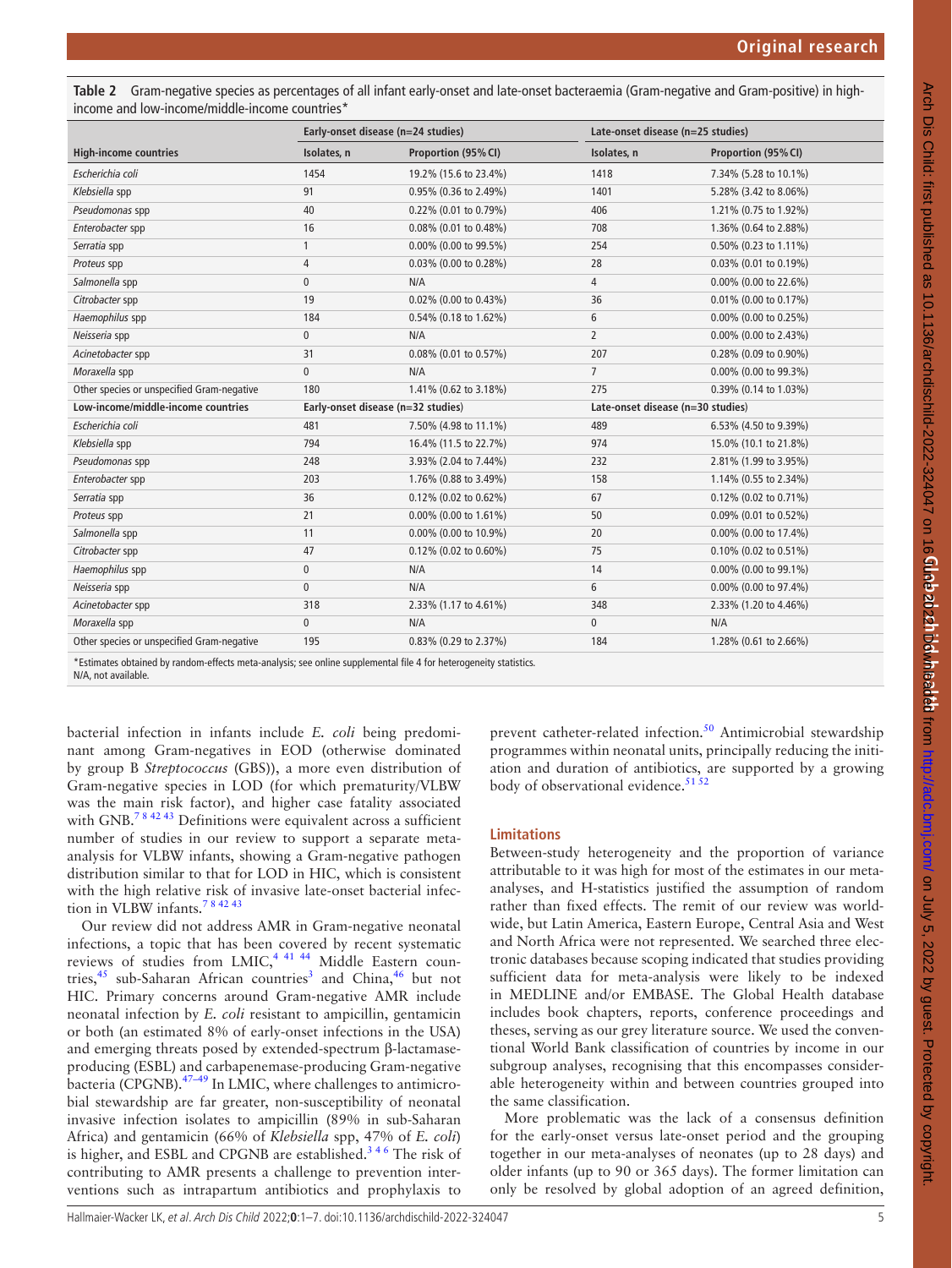**Table 2** Gram-negative species as percentages of all infant early-onset and late-onset bacteraemia (Gram-negative and Gram-positive) in high-income and low-income/middle-income countries*

| | Early-onset disease (n=24 studies) | | Late-onset disease (n=25 studies) | |
|---|---|---|---|---|
| **High-income countries** | **Isolates, n** | **Proportion (95% CI)** | **Isolates, n** | **Proportion (95% CI)** |
| *Escherichia coli* | 1454 | 19.2% (15.6 to 23.4%) | 1418 | 7.34% (5.28 to 10.1%) |
| *Klebsiella* spp | 91 | 0.95% (0.36 to 2.49%) | 1401 | 5.28% (3.42 to 8.06%) |
| *Pseudomonas* spp | 40 | 0.22% (0.01 to 0.79%) | 406 | 1.21% (0.75 to 1.92%) |
| *Enterobacter* spp | 16 | 0.08% (0.01 to 0.48%) | 708 | 1.36% (0.64 to 2.88%) |
| *Serratia* spp | 1 | 0.00% (0.00 to 99.5%) | 254 | 0.50% (0.23 to 1.11%) |
| *Proteus* spp | 4 | 0.03% (0.00 to 0.28%) | 28 | 0.03% (0.01 to 0.19%) |
| *Salmonella* spp | 0 | N/A | 4 | 0.00% (0.00 to 22.6%) |
| *Citrobacter* spp | 19 | 0.02% (0.00 to 0.43%) | 36 | 0.01% (0.00 to 0.17%) |
| *Haemophilus* spp | 184 | 0.54% (0.18 to 1.62%) | 6 | 0.00% (0.00 to 0.25%) |
| *Neisseria* spp | 0 | N/A | 2 | 0.00% (0.00 to 2.43%) |
| *Acinetobacter* spp | 31 | 0.08% (0.01 to 0.57%) | 207 | 0.28% (0.09 to 0.90%) |
| *Moraxella* spp | 0 | N/A | 7 | 0.00% (0.00 to 99.3%) |
| Other species or unspecified Gram-negative | 180 | 1.41% (0.62 to 3.18%) | 275 | 0.39% (0.14 to 1.03%) |
| **Low-income/middle-income countries** | **Early-onset disease (n=32 studies)** | | **Late-onset disease (n=30 studies)** | |
| *Escherichia coli* | 481 | 7.50% (4.98 to 11.1%) | 489 | 6.53% (4.50 to 9.39%) |
| *Klebsiella* spp | 794 | 16.4% (11.5 to 22.7%) | 974 | 15.0% (10.1 to 21.8%) |
| *Pseudomonas* spp | 248 | 3.93% (2.04 to 7.44%) | 232 | 2.81% (1.99 to 3.95%) |
| *Enterobacter* spp | 203 | 1.76% (0.88 to 3.49%) | 158 | 1.14% (0.55 to 2.34%) |
| *Serratia* spp | 36 | 0.12% (0.02 to 0.62%) | 67 | 0.12% (0.02 to 0.71%) |
| *Proteus* spp | 21 | 0.00% (0.00 to 1.61%) | 50 | 0.09% (0.01 to 0.52%) |
| *Salmonella* spp | 11 | 0.00% (0.00 to 10.9%) | 20 | 0.00% (0.00 to 17.4%) |
| *Citrobacter* spp | 47 | 0.12% (0.02 to 0.60%) | 75 | 0.10% (0.02 to 0.51%) |
| *Haemophilus* spp | 0 | N/A | 14 | 0.00% (0.00 to 99.1%) |
| *Neisseria* spp | 0 | N/A | 6 | 0.00% (0.00 to 97.4%) |
| *Acinetobacter* spp | 318 | 2.33% (1.17 to 4.61%) | 348 | 2.33% (1.20 to 4.46%) |
| *Moraxella* spp | 0 | N/A | 0 | N/A |
| Other species or unspecified Gram-negative | 195 | 0.83% (0.29 to 2.37%) | 184 | 1.28% (0.61 to 2.66%) |

*Estimates obtained by random-effects meta-analysis; see online supplemental file 4 for heterogeneity statistics.
N/A, not available.

bacterial infection in infants include *E. coli* being predominant among Gram-negatives in EOD (otherwise dominated by group B *Streptococcus* (GBS)), a more even distribution of Gram-negative species in LOD (for which prematurity/VLBW was the main risk factor), and higher case fatality associated with GNB.[7 8 42 43] Definitions were equivalent across a sufficient number of studies in our review to support a separate meta-analysis for VLBW infants, showing a Gram-negative pathogen distribution similar to that for LOD in HIC, which is consistent with the high relative risk of invasive late-onset bacterial infection in VLBW infants.[7 8 42 43]

Our review did not address AMR in Gram-negative neonatal infections, a topic that has been covered by recent systematic reviews of studies from LMIC,[4 41 44] Middle Eastern countries,[45] sub-Saharan African countries[3] and China,[46] but not HIC. Primary concerns around Gram-negative AMR include neonatal infection by *E. coli* resistant to ampicillin, gentamicin or both (an estimated 8% of early-onset infections in the USA) and emerging threats posed by extended-spectrum β-lactamase-producing (ESBL) and carbapenemase-producing Gram-negative bacteria (CPGNB).[47–49] In LMIC, where challenges to antimicrobial stewardship are far greater, non-susceptibility of neonatal invasive infection isolates to ampicillin (89% in sub-Saharan Africa) and gentamicin (66% of *Klebsiella* spp, 47% of *E. coli*) is higher, and ESBL and CPGNB are established.[3 4 6] The risk of contributing to AMR presents a challenge to prevention interventions such as intrapartum antibiotics and prophylaxis to prevent catheter-related infection.[50] Antimicrobial stewardship programmes within neonatal units, principally reducing the initiation and duration of antibiotics, are supported by a growing body of observational evidence.[51 52]

## Limitations

Between-study heterogeneity and the proportion of variance attributable to it was high for most of the estimates in our meta-analyses, and H-statistics justified the assumption of random rather than fixed effects. The remit of our review was worldwide, but Latin America, Eastern Europe, Central Asia and West and North Africa were not represented. We searched three electronic databases because scoping indicated that studies providing sufficient data for meta-analysis were likely to be indexed in MEDLINE and/or EMBASE. The Global Health database includes book chapters, reports, conference proceedings and theses, serving as our grey literature source. We used the conventional World Bank classification of countries by income in our subgroup analyses, recognising that this encompasses considerable heterogeneity within and between countries grouped into the same classification.

More problematic was the lack of a consensus definition for the early-onset versus late-onset period and the grouping together in our meta-analyses of neonates (up to 28 days) and older infants (up to 90 or 365 days). The former limitation can only be resolved by global adoption of an agreed definition,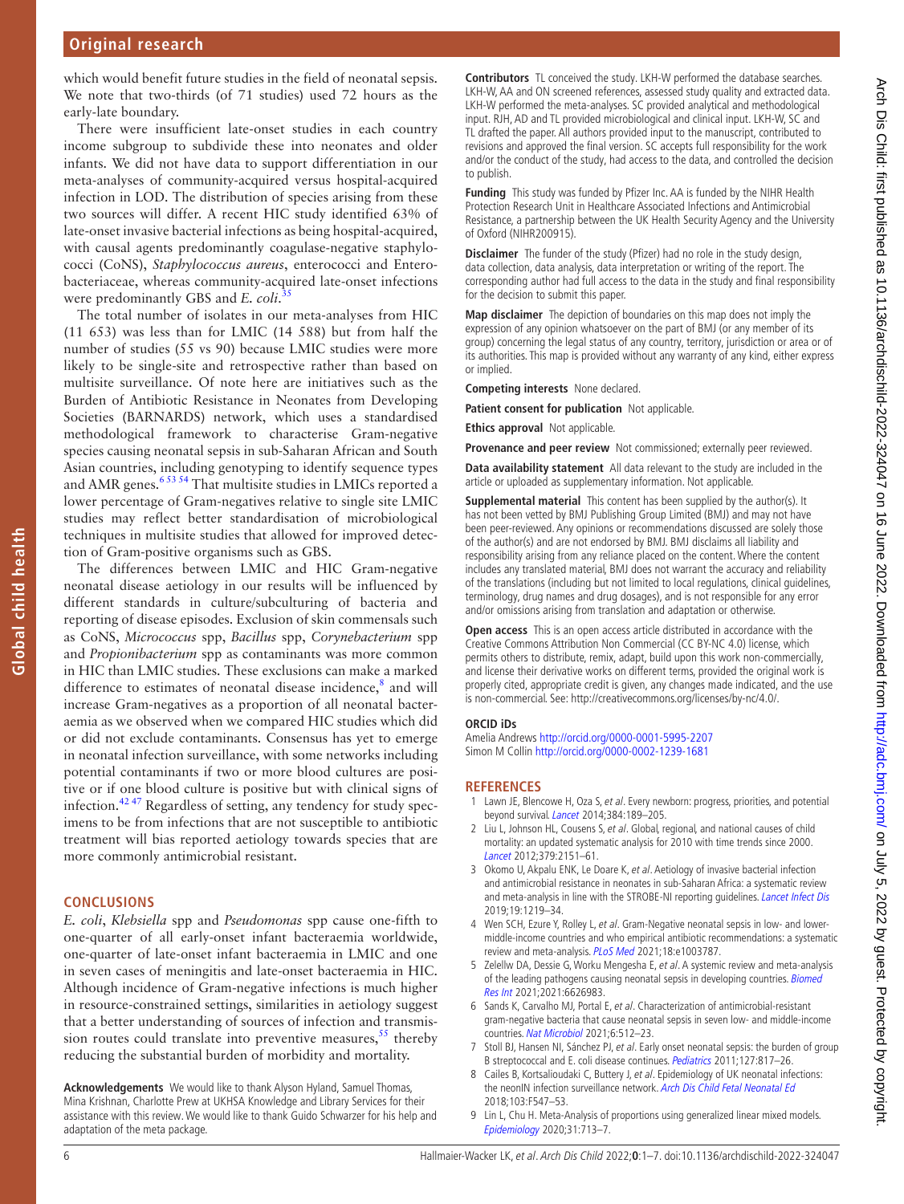which would benefit future studies in the field of neonatal sepsis. We note that two-thirds (of 71 studies) used 72 hours as the early-late boundary.

There were insufficient late-onset studies in each country income subgroup to subdivide these into neonates and older infants. We did not have data to support differentiation in our meta-analyses of community-acquired versus hospital-acquired infection in LOD. The distribution of species arising from these two sources will differ. A recent HIC study identified 63% of late-onset invasive bacterial infections as being hospital-acquired, with causal agents predominantly coagulase-negative staphylococci (CoNS), *Staphylococcus aureus*, enterococci and Enterobacteriaceae, whereas community-acquired late-onset infections were predominantly GBS and *E. coli*.[35]

The total number of isolates in our meta-analyses from HIC (11 653) was less than for LMIC (14 588) but from half the number of studies (55 vs 90) because LMIC studies were more likely to be single-site and retrospective rather than based on multisite surveillance. Of note here are initiatives such as the Burden of Antibiotic Resistance in Neonates from Developing Societies (BARNARDS) network, which uses a standardised methodological framework to characterise Gram-negative species causing neonatal sepsis in sub-Saharan African and South Asian countries, including genotyping to identify sequence types and AMR genes.[6 53 54] That multisite studies in LMICs reported a lower percentage of Gram-negatives relative to single site LMIC studies may reflect better standardisation of microbiological techniques in multisite studies that allowed for improved detection of Gram-positive organisms such as GBS.

The differences between LMIC and HIC Gram-negative neonatal disease aetiology in our results will be influenced by different standards in culture/subculturing of bacteria and reporting of disease episodes. Exclusion of skin commensals such as CoNS, *Micrococcus* spp, *Bacillus* spp, *Corynebacterium* spp and *Propionibacterium* spp as contaminants was more common in HIC than LMIC studies. These exclusions can make a marked difference to estimates of neonatal disease incidence,[8] and will increase Gram-negatives as a proportion of all neonatal bacteraemia as we observed when we compared HIC studies which did or did not exclude contaminants. Consensus has yet to emerge in neonatal infection surveillance, with some networks including potential contaminants if two or more blood cultures are positive or if one blood culture is positive but with clinical signs of infection.[42 47] Regardless of setting, any tendency for study specimens to be from infections that are not susceptible to antibiotic treatment will bias reported aetiology towards species that are more commonly antimicrobial resistant.

## CONCLUSIONS

*E. coli*, *Klebsiella* spp and *Pseudomonas* spp cause one-fifth to one-quarter of all early-onset infant bacteraemia worldwide, one-quarter of late-onset infant bacteraemia in LMIC and one in seven cases of meningitis and late-onset bacteraemia in HIC. Although incidence of Gram-negative infections is much higher in resource-constrained settings, similarities in aetiology suggest that a better understanding of sources of infection and transmission routes could translate into preventive measures,[55] thereby reducing the substantial burden of morbidity and mortality.

**Acknowledgements** We would like to thank Alyson Hyland, Samuel Thomas, Mina Krishnan, Charlotte Prew at UKHSA Knowledge and Library Services for their assistance with this review. We would like to thank Guido Schwarzer for his help and adaptation of the meta package.

**Contributors** TL conceived the study. LKH-W performed the database searches. LKH-W, AA and ON screened references, assessed study quality and extracted data. LKH-W performed the meta-analyses. SC provided analytical and methodological input. RJH, AD and TL provided microbiological and clinical input. LKH-W, SC and TL drafted the paper. All authors provided input to the manuscript, contributed to revisions and approved the final version. SC accepts full responsibility for the work and/or the conduct of the study, had access to the data, and controlled the decision to publish.

**Funding** This study was funded by Pfizer Inc. AA is funded by the NIHR Health Protection Research Unit in Healthcare Associated Infections and Antimicrobial Resistance, a partnership between the UK Health Security Agency and the University of Oxford (NIHR200915).

**Disclaimer** The funder of the study (Pfizer) had no role in the study design, data collection, data analysis, data interpretation or writing of the report. The corresponding author had full access to the data in the study and final responsibility for the decision to submit this paper.

**Map disclaimer** The depiction of boundaries on this map does not imply the expression of any opinion whatsoever on the part of BMJ (or any member of its group) concerning the legal status of any country, territory, jurisdiction or area or of its authorities. This map is provided without any warranty of any kind, either express or implied.

**Competing interests** None declared.

**Patient consent for publication** Not applicable.

**Ethics approval** Not applicable.

**Provenance and peer review** Not commissioned; externally peer reviewed.

**Data availability statement** All data relevant to the study are included in the article or uploaded as supplementary information. Not applicable.

**Supplemental material** This content has been supplied by the author(s). It has not been vetted by BMJ Publishing Group Limited (BMJ) and may not have been peer-reviewed. Any opinions or recommendations discussed are solely those of the author(s) and are not endorsed by BMJ. BMJ disclaims all liability and responsibility arising from any reliance placed on the content. Where the content includes any translated material, BMJ does not warrant the accuracy and reliability of the translations (including but not limited to local regulations, clinical guidelines, terminology, drug names and drug dosages), and is not responsible for any error and/or omissions arising from translation and adaptation or otherwise.

**Open access** This is an open access article distributed in accordance with the Creative Commons Attribution Non Commercial (CC BY-NC 4.0) license, which permits others to distribute, remix, adapt, build upon this work non-commercially, and license their derivative works on different terms, provided the original work is properly cited, appropriate credit is given, any changes made indicated, and the use is non-commercial. See: http://creativecommons.org/licenses/by-nc/4.0/.

### ORCID iDs

Amelia Andrews http://orcid.org/0000-0001-5995-2207
Simon M Collin http://orcid.org/0000-0002-1239-1681

## REFERENCES

1. Lawn JE, Blencowe H, Oza S, *et al*. Every newborn: progress, priorities, and potential beyond survival. *Lancet* 2014;384:189–205.
2. Liu L, Johnson HL, Cousens S, *et al*. Global, regional, and national causes of child mortality: an updated systematic analysis for 2010 with time trends since 2000. *Lancet* 2012;379:2151–61.
3. Okomo U, Akpalu ENK, Le Doare K, *et al*. Aetiology of invasive bacterial infection and antimicrobial resistance in neonates in sub-Saharan Africa: a systematic review and meta-analysis in line with the STROBE-NI reporting guidelines. *Lancet Infect Dis* 2019;19:1219–34.
4. Wen SCH, Ezure Y, Rolley L, *et al*. Gram-Negative neonatal sepsis in low- and lower-middle-income countries and who empirical antibiotic recommendations: a systematic review and meta-analysis. *PLoS Med* 2021;18:e1003787.
5. Zelellw DA, Dessie G, Worku Mengesha E, *et al*. A systemic review and meta-analysis of the leading pathogens causing neonatal sepsis in developing countries. *Biomed Res Int* 2021;2021:6626983.
6. Sands K, Carvalho MJ, Portal E, *et al*. Characterization of antimicrobial-resistant gram-negative bacteria that cause neonatal sepsis in seven low- and middle-income countries. *Nat Microbiol* 2021;6:512–23.
7. Stoll BJ, Hansen NI, Sánchez PJ, *et al*. Early onset neonatal sepsis: the burden of group B streptococcal and E. coli disease continues. *Pediatrics* 2011;127:817–26.
8. Cailes B, Kortsalioudaki C, Buttery J, *et al*. Epidemiology of UK neonatal infections: the neonIN infection surveillance network. *Arch Dis Child Fetal Neonatal Ed* 2018;103:F547–53.
9. Lin L, Chu H. Meta-Analysis of proportions using generalized linear mixed models. *Epidemiology* 2020;31:713–7.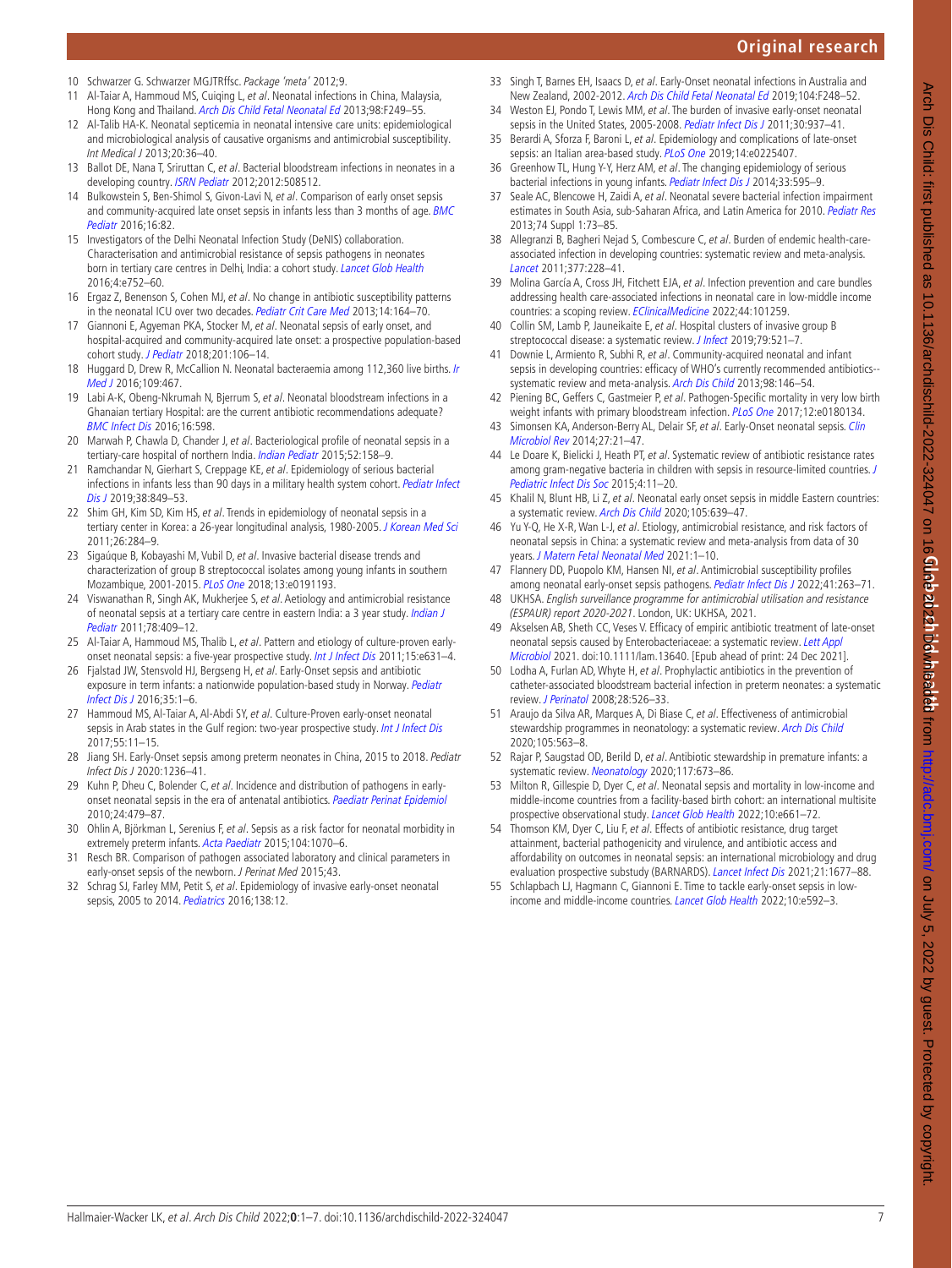10 Schwarzer G. Schwarzer MGJTRffsc. *Package 'meta'* 2012;9.

11 Al-Taiar A, Hammoud MS, Cuiqing L, *et al*. Neonatal infections in China, Malaysia, Hong Kong and Thailand. *Arch Dis Child Fetal Neonatal Ed* 2013;98:F249–55.

12 Al-Talib HA-K. Neonatal septicemia in neonatal intensive care units: epidemiological and microbiological analysis of causative organisms and antimicrobial susceptibility. *Int Medical J* 2013;20:36–40.

13 Ballot DE, Nana T, Sriruttan C, *et al*. Bacterial bloodstream infections in neonates in a developing country. *ISRN Pediatr* 2012;2012:508512.

14 Bulkowstein S, Ben-Shimol S, Givon-Lavi N, *et al*. Comparison of early onset sepsis and community-acquired late onset sepsis in infants less than 3 months of age. *BMC Pediatr* 2016;16:82.

15 Investigators of the Delhi Neonatal Infection Study (DeNIS) collaboration. Characterisation and antimicrobial resistance of sepsis pathogens in neonates born in tertiary care centres in Delhi, India: a cohort study. *Lancet Glob Health* 2016;4:e752–60.

16 Ergaz Z, Benenson S, Cohen MJ, *et al*. No change in antibiotic susceptibility patterns in the neonatal ICU over two decades. *Pediatr Crit Care Med* 2013;14:164–70.

17 Giannoni E, Agyeman PKA, Stocker M, *et al*. Neonatal sepsis of early onset, and hospital-acquired and community-acquired late onset: a prospective population-based cohort study. *J Pediatr* 2018;201:106–14.

18 Huggard D, Drew R, McCallion N. Neonatal bacteraemia among 112,360 live births. *Ir Med J* 2016;109:467.

19 Labi A-K, Obeng-Nkrumah N, Bjerrum S, *et al*. Neonatal bloodstream infections in a Ghanaian tertiary Hospital: are the current antibiotic recommendations adequate? *BMC Infect Dis* 2016;16:598.

20 Marwah P, Chawla D, Chander J, *et al*. Bacteriological profile of neonatal sepsis in a tertiary-care hospital of northern India. *Indian Pediatr* 2015;52:158–9.

21 Ramchandar N, Gierhart S, Creppage KE, *et al*. Epidemiology of serious bacterial infections in infants less than 90 days in a military health system cohort. *Pediatr Infect Dis J* 2019;38:849–53.

22 Shim GH, Kim SD, Kim HS, *et al*. Trends in epidemiology of neonatal sepsis in a tertiary center in Korea: a 26-year longitudinal analysis, 1980-2005. *J Korean Med Sci* 2011;26:284–9.

23 Sigaúque B, Kobayashi M, Vubil D, *et al*. Invasive bacterial disease trends and characterization of group B streptococcal isolates among young infants in southern Mozambique, 2001-2015. *PLoS One* 2018;13:e0191193.

24 Viswanathan R, Singh AK, Mukherjee S, *et al*. Aetiology and antimicrobial resistance of neonatal sepsis at a tertiary care centre in eastern India: a 3 year study. *Indian J Pediatr* 2011;78:409–12.

25 Al-Taiar A, Hammoud MS, Thalib L, *et al*. Pattern and etiology of culture-proven early-onset neonatal sepsis: a five-year prospective study. *Int J Infect Dis* 2011;15:e631–4.

26 Fjalstad JW, Stensvold HJ, Bergseng H, *et al*. Early-Onset sepsis and antibiotic exposure in term infants: a nationwide population-based study in Norway. *Pediatr Infect Dis J* 2016;35:1–6.

27 Hammoud MS, Al-Taiar A, Al-Abdi SY, *et al*. Culture-Proven early-onset neonatal sepsis in Arab states in the Gulf region: two-year prospective study. *Int J Infect Dis* 2017;55:11–15.

28 Jiang SH. Early-Onset sepsis among preterm neonates in China, 2015 to 2018. *Pediatr Infect Dis J* 2020:1236–41.

29 Kuhn P, Dheu C, Bolender C, *et al*. Incidence and distribution of pathogens in early-onset neonatal sepsis in the era of antenatal antibiotics. *Paediatr Perinat Epidemiol* 2010;24:479–87.

30 Ohlin A, Björkman L, Serenius F, *et al*. Sepsis as a risk factor for neonatal morbidity in extremely preterm infants. *Acta Paediatr* 2015;104:1070–6.

31 Resch BR. Comparison of pathogen associated laboratory and clinical parameters in early-onset sepsis of the newborn. *J Perinat Med* 2015;43.

32 Schrag SJ, Farley MM, Petit S, *et al*. Epidemiology of invasive early-onset neonatal sepsis, 2005 to 2014. *Pediatrics* 2016;138:12.

33 Singh T, Barnes EH, Isaacs D, *et al*. Early-Onset neonatal infections in Australia and New Zealand, 2002-2012. *Arch Dis Child Fetal Neonatal Ed* 2019;104:F248–52.

34 Weston EJ, Pondo T, Lewis MM, *et al*. The burden of invasive early-onset neonatal sepsis in the United States, 2005-2008. *Pediatr Infect Dis J* 2011;30:937–41.

35 Berardi A, Sforza F, Baroni L, *et al*. Epidemiology and complications of late-onset sepsis: an Italian area-based study. *PLoS One* 2019;14:e0225407.

36 Greenhow TL, Hung Y-Y, Herz AM, *et al*. The changing epidemiology of serious bacterial infections in young infants. *Pediatr Infect Dis J* 2014;33:595–9.

37 Seale AC, Blencowe H, Zaidi A, *et al*. Neonatal severe bacterial infection impairment estimates in South Asia, sub-Saharan Africa, and Latin America for 2010. *Pediatr Res* 2013;74 Suppl 1:73–85.

38 Allegranzi B, Bagheri Nejad S, Combescure C, *et al*. Burden of endemic health-care-associated infection in developing countries: systematic review and meta-analysis. *Lancet* 2011;377:228–41.

39 Molina García A, Cross JH, Fitchett EJA, *et al*. Infection prevention and care bundles addressing health care-associated infections in neonatal care in low-middle income countries: a scoping review. *EClinicalMedicine* 2022;44:101259.

40 Collin SM, Lamb P, Jauneikaite E, *et al*. Hospital clusters of invasive group B streptococcal disease: a systematic review. *J Infect* 2019;79:521–7.

41 Downie L, Armiento R, Subhi R, *et al*. Community-acquired neonatal and infant sepsis in developing countries: efficacy of WHO's currently recommended antibiotics--systematic review and meta-analysis. *Arch Dis Child* 2013;98:146–54.

42 Piening BC, Geffers C, Gastmeier P, *et al*. Pathogen-Specific mortality in very low birth weight infants with primary bloodstream infection. *PLoS One* 2017;12:e0180134.

43 Simonsen KA, Anderson-Berry AL, Delair SF, *et al*. Early-Onset neonatal sepsis. *Clin Microbiol Rev* 2014;27:21–47.

44 Le Doare K, Bielicki J, Heath PT, *et al*. Systematic review of antibiotic resistance rates among gram-negative bacteria in children with sepsis in resource-limited countries. *J Pediatric Infect Dis Soc* 2015;4:11–20.

45 Khalil N, Blunt HB, Li Z, *et al*. Neonatal early onset sepsis in middle Eastern countries: a systematic review. *Arch Dis Child* 2020;105:639–47.

46 Yu Y-Q, He X-R, Wan L-J, *et al*. Etiology, antimicrobial resistance, and risk factors of neonatal sepsis in China: a systematic review and meta-analysis from data of 30 years. *J Matern Fetal Neonatal Med* 2021:1–10.

47 Flannery DD, Puopolo KM, Hansen NI, *et al*. Antimicrobial susceptibility profiles among neonatal early-onset sepsis pathogens. *Pediatr Infect Dis J* 2022;41:263–71.

48 UKHSA. *English surveillance programme for antimicrobial utilisation and resistance (ESPAUR) report 2020-2021*. London, UK: UKHSA, 2021.

49 Akselsen AB, Sheth CC, Veses V. Efficacy of empiric antibiotic treatment of late-onset neonatal sepsis caused by Enterobacteriaceae: a systematic review. *Lett Appl Microbiol* 2021. doi:10.1111/lam.13640. [Epub ahead of print: 24 Dec 2021].

50 Lodha A, Furlan AD, Whyte H, *et al*. Prophylactic antibiotics in the prevention of catheter-associated bloodstream bacterial infection in preterm neonates: a systematic review. *J Perinatol* 2008;28:526–33.

51 Araujo da Silva AR, Marques A, Di Biase C, *et al*. Effectiveness of antimicrobial stewardship programmes in neonatology: a systematic review. *Arch Dis Child* 2020;105:563–8.

52 Rajar P, Saugstad OD, Berild D, *et al*. Antibiotic stewardship in premature infants: a systematic review. *Neonatology* 2020;117:673–86.

53 Milton R, Gillespie D, Dyer C, *et al*. Neonatal sepsis and mortality in low-income and middle-income countries from a facility-based birth cohort: an international multisite prospective observational study. *Lancet Glob Health* 2022;10:e661–72.

54 Thomson KM, Dyer C, Liu F, *et al*. Effects of antibiotic resistance, drug target attainment, bacterial pathogenicity and virulence, and antibiotic access and affordability on outcomes in neonatal sepsis: an international microbiology and drug evaluation prospective substudy (BARNARDS). *Lancet Infect Dis* 2021;21:1677–88.

55 Schlapbach LJ, Hagmann C, Giannoni E. Time to tackle early-onset sepsis in low-income and middle-income countries. *Lancet Glob Health* 2022;10:e592–3.